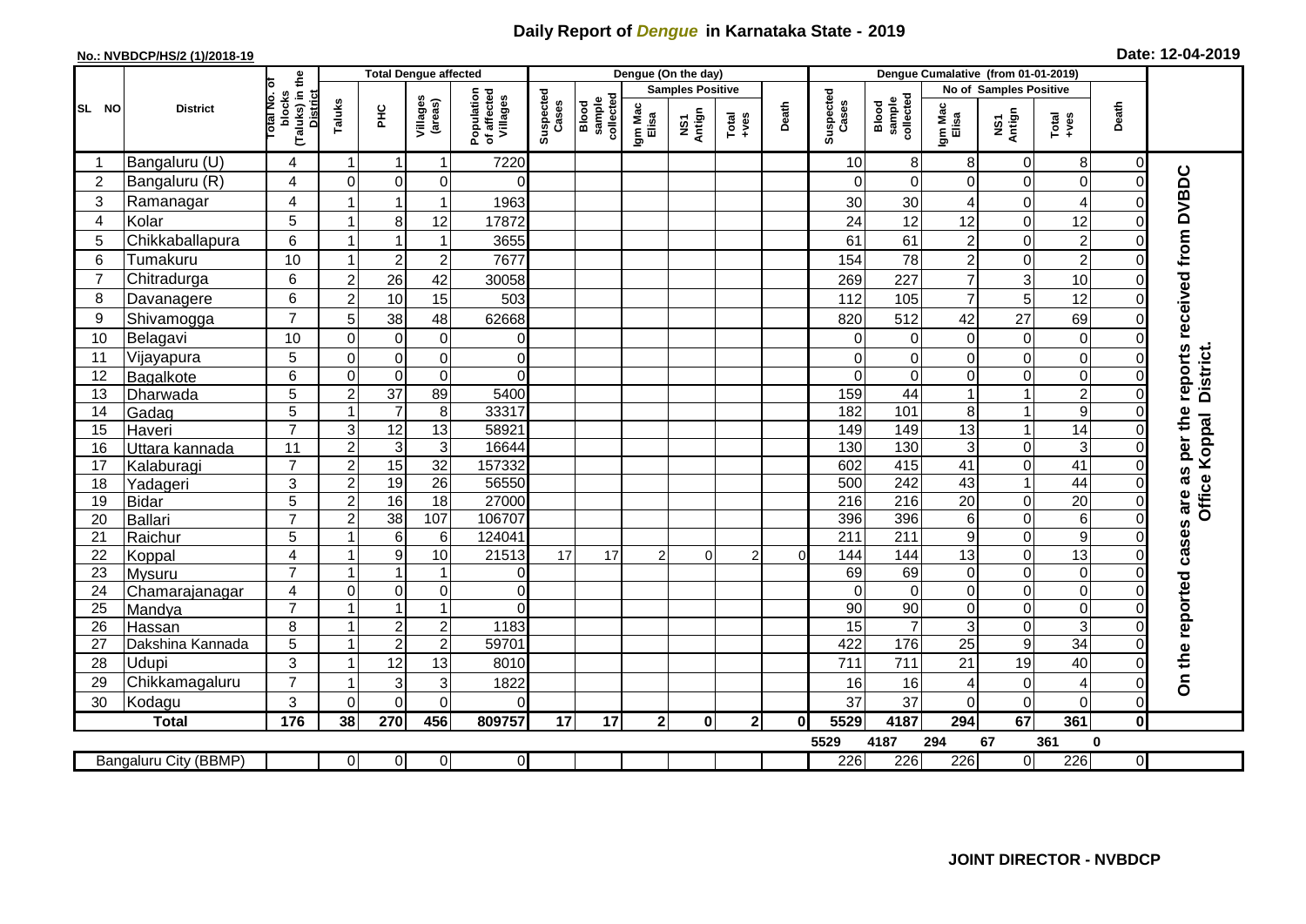# Daily Report of *Dengue* in Karnataka State - 2019

**No.: NVBDCP/HS/2 (1)/2018-19** **Date: 12-04-2019**

| SL NO | District | Total No. of blocks (Taluks) in the District | Total Dengue affected | | | | Dengue (On the day) | | | | | | | Dengue Cumalative (from 01-01-2019) | | | | | | | |
|---|---|---|---|---|---|---|---|---|---|---|---|---|---|---|---|---|---|---|---|---|
| | | | Taluks | PHC | Villages (areas) | Population of affected Villages | Suspected Cases | Blood sample collected | Samples Positive | | | Death | Suspected Cases | Blood sample collected | No of Samples Positive | | | Death | |
| | | | | | | | | | Igm Mac Elisa | NS1 Antign | Total +ves | | | | Igm Mac Elisa | NS1 Antign | Total +ves | | |
| 1 | Bangaluru (U) | 4 | 1 | 1 | 1 | 7220 | | | | | | | 10 | 8 | 8 | 0 | 8 | 0 | On the reported cases are as per the reports received from DVBDC Office Koppal District. |
| 2 | Bangaluru (R) | 4 | 0 | 0 | 0 | 0 | | | | | | | 0 | 0 | 0 | 0 | 0 | 0 | |
| 3 | Ramanagar | 4 | 1 | 1 | 1 | 1963 | | | | | | | 30 | 30 | 4 | 0 | 4 | 0 | |
| 4 | Kolar | 5 | 1 | 8 | 12 | 17872 | | | | | | | 24 | 12 | 12 | 0 | 12 | 0 | |
| 5 | Chikkaballapura | 6 | 1 | 1 | 1 | 3655 | | | | | | | 61 | 61 | 2 | 0 | 2 | 0 | |
| 6 | Tumakuru | 10 | 1 | 2 | 2 | 7677 | | | | | | | 154 | 78 | 2 | 0 | 2 | 0 | |
| 7 | Chitradurga | 6 | 2 | 26 | 42 | 30058 | | | | | | | 269 | 227 | 7 | 3 | 10 | 0 | |
| 8 | Davanagere | 6 | 2 | 10 | 15 | 503 | | | | | | | 112 | 105 | 7 | 5 | 12 | 0 | |
| 9 | Shivamogga | 7 | 5 | 38 | 48 | 62668 | | | | | | | 820 | 512 | 42 | 27 | 69 | 0 | |
| 10 | Belagavi | 10 | 0 | 0 | 0 | 0 | | | | | | | 0 | 0 | 0 | 0 | 0 | 0 | |
| 11 | Vijayapura | 5 | 0 | 0 | 0 | 0 | | | | | | | 0 | 0 | 0 | 0 | 0 | 0 | |
| 12 | Bagalkote | 6 | 0 | 0 | 0 | 0 | | | | | | | 0 | 0 | 0 | 0 | 0 | 0 | |
| 13 | Dharwada | 5 | 2 | 37 | 89 | 5400 | | | | | | | 159 | 44 | 1 | 1 | 2 | 0 | |
| 14 | Gadag | 5 | 1 | 7 | 8 | 33317 | | | | | | | 182 | 101 | 8 | 1 | 9 | 0 | |
| 15 | Haveri | 7 | 3 | 12 | 13 | 58921 | | | | | | | 149 | 149 | 13 | 1 | 14 | 0 | |
| 16 | Uttara kannada | 11 | 2 | 3 | 3 | 16644 | | | | | | | 130 | 130 | 3 | 0 | 3 | 0 | |
| 17 | Kalaburagi | 7 | 2 | 15 | 32 | 157332 | | | | | | | 602 | 415 | 41 | 0 | 41 | 0 | |
| 18 | Yadageri | 3 | 2 | 19 | 26 | 56550 | | | | | | | 500 | 242 | 43 | 1 | 44 | 0 | |
| 19 | Bidar | 5 | 2 | 16 | 18 | 27000 | | | | | | | 216 | 216 | 20 | 0 | 20 | 0 | |
| 20 | Ballari | 7 | 2 | 38 | 107 | 106707 | | | | | | | 396 | 396 | 6 | 0 | 6 | 0 | |
| 21 | Raichur | 5 | 1 | 6 | 6 | 124041 | | | | | | | 211 | 211 | 9 | 0 | 9 | 0 | |
| 22 | Koppal | 4 | 1 | 9 | 10 | 21513 | 17 | 17 | 2 | 0 | 2 | 0 | 144 | 144 | 13 | 0 | 13 | 0 | |
| 23 | Mysuru | 7 | 1 | 1 | 1 | 0 | | | | | | | 69 | 69 | 0 | 0 | 0 | 0 | |
| 24 | Chamarajanagar | 4 | 0 | 0 | 0 | 0 | | | | | | | 0 | 0 | 0 | 0 | 0 | 0 | |
| 25 | Mandya | 7 | 1 | 1 | 1 | 0 | | | | | | | 90 | 90 | 0 | 0 | 0 | 0 | |
| 26 | Hassan | 8 | 1 | 2 | 2 | 1183 | | | | | | | 15 | 7 | 3 | 0 | 3 | 0 | |
| 27 | Dakshina Kannada | 5 | 1 | 2 | 2 | 59701 | | | | | | | 422 | 176 | 25 | 9 | 34 | 0 | |
| 28 | Udupi | 3 | 1 | 12 | 13 | 8010 | | | | | | | 711 | 711 | 21 | 19 | 40 | 0 | |
| 29 | Chikkamagaluru | 7 | 1 | 3 | 3 | 1822 | | | | | | | 16 | 16 | 4 | 0 | 4 | 0 | |
| 30 | Kodagu | 3 | 0 | 0 | 0 | 0 | | | | | | | 37 | 37 | 0 | 0 | 0 | 0 | |
| | **Total** | **176** | **38** | **270** | **456** | **809757** | **17** | **17** | **2** | **0** | **2** | **0** | **5529** | **4187** | **294** | **67** | **361** | **0** | |
| | | | | | | | | | | | | | 5529 | 4187 | 294 | 67 | 361 | 0 | |
| | Bangaluru City (BBMP) | | 0 | 0 | 0 | 0 | | | | | | | 226 | 226 | 226 | 0 | 226 | 0 | |

**JOINT DIRECTOR - NVBDCP**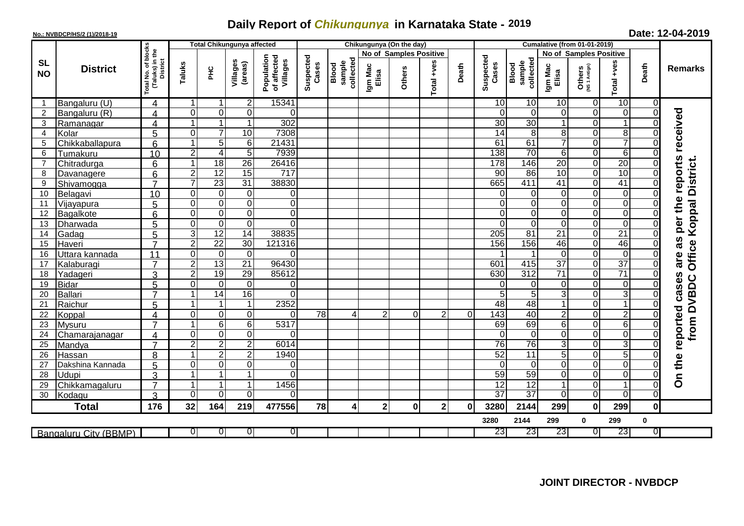# Daily Report of *Chikungunya* in Karnataka State - 2019

**No.: NVBDCP/HS/2 (1)/2018-19**

**Date: 12-04-2019**

| SL NO | District | Total No. of blocks (Taluks) in the District | Total Chikungunya affected | | | | Chikungunya (On the day) | | | | | | | Cumalative (from 01-01-2019) | | | | | | | Remarks |
|---|---|---|---|---|---|---|---|---|---|---|---|---|---|---|---|---|---|---|---|---|---|
| | | | Taluks | PHC | Villages (areas) | Population of affected Villages | Suspected Cases | Blood sample collected | No of Samples Positive | | | | Death | Suspected Cases | Blood sample collected | No of Samples Positive | | | | Death | |
| | | | | | | | | | Igm Mac Elisa | Others | Total +ves | | | | | Igm Mac Elisa | Others (NS 1 Antign) | Total +ves | | | |
| 1 | Bangaluru (U) | 4 | 1 | 1 | 2 | 15341 | | | | | | | | 10 | 10 | 10 | 0 | 10 | 0 | On the reported cases are as per the reports received from DVBDC Office Koppal District. |
| 2 | Bangaluru (R) | 4 | 0 | 0 | 0 | 0 | | | | | | | | 0 | 0 | 0 | 0 | 0 | 0 | |
| 3 | Ramanagar | 4 | 1 | 1 | 1 | 302 | | | | | | | | 30 | 30 | 1 | 0 | 1 | 0 | |
| 4 | Kolar | 5 | 0 | 7 | 10 | 7308 | | | | | | | | 14 | 8 | 8 | 0 | 8 | 0 | |
| 5 | Chikkaballapura | 6 | 1 | 5 | 6 | 21431 | | | | | | | | 61 | 61 | 7 | 0 | 7 | 0 | |
| 6 | Tumakuru | 10 | 2 | 4 | 5 | 7939 | | | | | | | | 138 | 70 | 6 | 0 | 6 | 0 | |
| 7 | Chitradurga | 6 | 1 | 18 | 26 | 26416 | | | | | | | | 178 | 146 | 20 | 0 | 20 | 0 | |
| 8 | Davanagere | 6 | 2 | 12 | 15 | 717 | | | | | | | | 90 | 86 | 10 | 0 | 10 | 0 | |
| 9 | Shivamogga | 7 | 7 | 23 | 31 | 38830 | | | | | | | | 665 | 411 | 41 | 0 | 41 | 0 | |
| 10 | Belagavi | 10 | 0 | 0 | 0 | 0 | | | | | | | | 0 | 0 | 0 | 0 | 0 | 0 | |
| 11 | Vijayapura | 5 | 0 | 0 | 0 | 0 | | | | | | | | 0 | 0 | 0 | 0 | 0 | 0 | |
| 12 | Bagalkote | 6 | 0 | 0 | 0 | 0 | | | | | | | | 0 | 0 | 0 | 0 | 0 | 0 | |
| 13 | Dharwada | 5 | 0 | 0 | 0 | 0 | | | | | | | | 0 | 0 | 0 | 0 | 0 | 0 | |
| 14 | Gadag | 5 | 3 | 12 | 14 | 38835 | | | | | | | | 205 | 81 | 21 | 0 | 21 | 0 | |
| 15 | Haveri | 7 | 2 | 22 | 30 | 121316 | | | | | | | | 156 | 156 | 46 | 0 | 46 | 0 | |
| 16 | Uttara kannada | 11 | 0 | 0 | 0 | 0 | | | | | | | | 1 | 1 | 0 | 0 | 0 | 0 | |
| 17 | Kalaburagi | 7 | 2 | 13 | 21 | 96430 | | | | | | | | 601 | 415 | 37 | 0 | 37 | 0 | |
| 18 | Yadageri | 3 | 2 | 19 | 29 | 85612 | | | | | | | | 630 | 312 | 71 | 0 | 71 | 0 | |
| 19 | Bidar | 5 | 0 | 0 | 0 | 0 | | | | | | | | 0 | 0 | 0 | 0 | 0 | 0 | |
| 20 | Ballari | 7 | 1 | 14 | 16 | 0 | | | | | | | | 5 | 5 | 3 | 0 | 3 | 0 | |
| 21 | Raichur | 5 | 1 | 1 | 1 | 2352 | | | | | | | | 48 | 48 | 1 | 0 | 1 | 0 | |
| 22 | Koppal | 4 | 0 | 0 | 0 | 0 | 78 | 4 | 2 | 0 | 2 | 0 | | 143 | 40 | 2 | 0 | 2 | 0 | |
| 23 | Mysuru | 7 | 1 | 6 | 6 | 5317 | | | | | | | | 69 | 69 | 6 | 0 | 6 | 0 | |
| 24 | Chamarajanagar | 4 | 0 | 0 | 0 | 0 | | | | | | | | 0 | 0 | 0 | 0 | 0 | 0 | |
| 25 | Mandya | 7 | 2 | 2 | 2 | 6014 | | | | | | | | 76 | 76 | 3 | 0 | 3 | 0 | |
| 26 | Hassan | 8 | 1 | 2 | 2 | 1940 | | | | | | | | 52 | 11 | 5 | 0 | 5 | 0 | |
| 27 | Dakshina Kannada | 5 | 0 | 0 | 0 | 0 | | | | | | | | 0 | 0 | 0 | 0 | 0 | 0 | |
| 28 | Udupi | 3 | 1 | 1 | 1 | 0 | | | | | | | | 59 | 59 | 0 | 0 | 0 | 0 | |
| 29 | Chikkamagaluru | 7 | 1 | 1 | 1 | 1456 | | | | | | | | 12 | 12 | 1 | 0 | 1 | 0 | |
| 30 | Kodagu | 3 | 0 | 0 | 0 | 0 | | | | | | | | 37 | 37 | 0 | 0 | 0 | 0 | |
| **Total** | | **176** | **32** | **164** | **219** | **477556** | **78** | **4** | **2** | **0** | **2** | **0** | | **3280** | **2144** | **299** | **0** | **299** | **0** | |
| | | | | | | | | | | | | | | 3280 | 2144 | 299 | 0 | 299 | 0 | |
| Bangaluru City (BBMP) | | | 0 | 0 | 0 | 0 | | | | | | | | 23 | 23 | 23 | 0 | 23 | 0 | |

**JOINT DIRECTOR - NVBDCP**